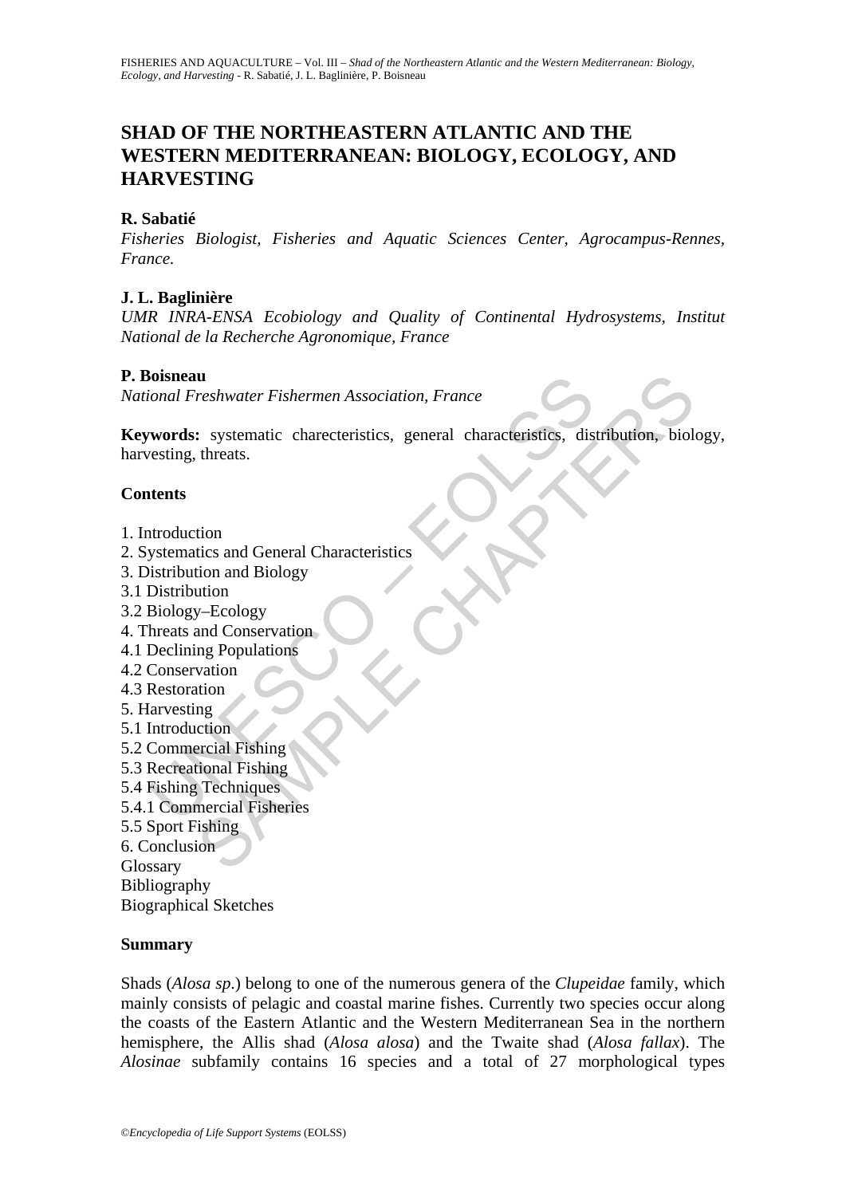# SHAD OF THE NORTHEASTERN ATLANTIC AND THE WESTERN MEDITERRANEAN: BIOLOGY, ECOLOGY, AND HARVESTING

**R. Sabatié**

*Fisheries Biologist, Fisheries and Aquatic Sciences Center, Agrocampus-Rennes, France.*

**J. L. Baglinière**

*UMR INRA-ENSA Ecobiology and Quality of Continental Hydrosystems, Institut National de la Recherche Agronomique, France*

**P. Boisneau**

*National Freshwater Fishermen Association, France*

**Keywords:** systematic charecteristics, general characteristics, distribution, biology, harvesting, threats.

## Contents

1. Introduction
2. Systematics and General Characteristics
3. Distribution and Biology
3.1 Distribution
3.2 Biology–Ecology
4. Threats and Conservation
4.1 Declining Populations
4.2 Conservation
4.3 Restoration
5. Harvesting
5.1 Introduction
5.2 Commercial Fishing
5.3 Recreational Fishing
5.4 Fishing Techniques
5.4.1 Commercial Fisheries
5.5 Sport Fishing
6. Conclusion
Glossary
Bibliography
Biographical Sketches

## Summary

Shads (*Alosa sp.*) belong to one of the numerous genera of the *Clupeidae* family, which mainly consists of pelagic and coastal marine fishes. Currently two species occur along the coasts of the Eastern Atlantic and the Western Mediterranean Sea in the northern hemisphere, the Allis shad (*Alosa alosa*) and the Twaite shad (*Alosa fallax*). The *Alosinae* subfamily contains 16 species and a total of 27 morphological types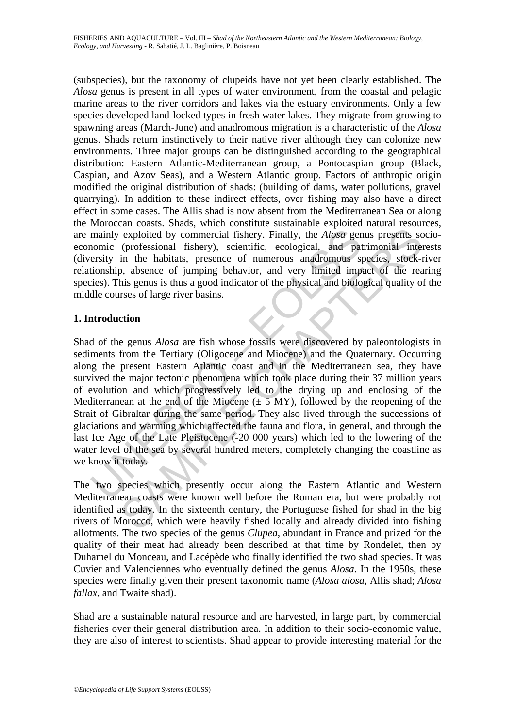(subspecies), but the taxonomy of clupeids have not yet been clearly established. The *Alosa* genus is present in all types of water environment, from the coastal and pelagic marine areas to the river corridors and lakes via the estuary environments. Only a few species developed land-locked types in fresh water lakes. They migrate from growing to spawning areas (March-June) and anadromous migration is a characteristic of the *Alosa* genus. Shads return instinctively to their native river although they can colonize new environments. Three major groups can be distinguished according to the geographical distribution: Eastern Atlantic-Mediterranean group, a Pontocaspian group (Black, Caspian, and Azov Seas), and a Western Atlantic group. Factors of anthropic origin modified the original distribution of shads: (building of dams, water pollutions, gravel quarrying). In addition to these indirect effects, over fishing may also have a direct effect in some cases. The Allis shad is now absent from the Mediterranean Sea or along the Moroccan coasts. Shads, which constitute sustainable exploited natural resources, are mainly exploited by commercial fishery. Finally, the *Alosa* genus presents socio-economic (professional fishery), scientific, ecological, and patrimonial interests (diversity in the habitats, presence of numerous anadromous species, stock-river relationship, absence of jumping behavior, and very limited impact of the rearing species). This genus is thus a good indicator of the physical and biological quality of the middle courses of large river basins.

## 1. Introduction

Shad of the genus *Alosa* are fish whose fossils were discovered by paleontologists in sediments from the Tertiary (Oligocene and Miocene) and the Quaternary. Occurring along the present Eastern Atlantic coast and in the Mediterranean sea, they have survived the major tectonic phenomena which took place during their 37 million years of evolution and which progressively led to the drying up and enclosing of the Mediterranean at the end of the Miocene (± 5 MY), followed by the reopening of the Strait of Gibraltar during the same period. They also lived through the successions of glaciations and warming which affected the fauna and flora, in general, and through the last Ice Age of the Late Pleistocene (-20 000 years) which led to the lowering of the water level of the sea by several hundred meters, completely changing the coastline as we know it today.

The two species which presently occur along the Eastern Atlantic and Western Mediterranean coasts were known well before the Roman era, but were probably not identified as today. In the sixteenth century, the Portuguese fished for shad in the big rivers of Morocco, which were heavily fished locally and already divided into fishing allotments. The two species of the genus *Clupea*, abundant in France and prized for the quality of their meat had already been described at that time by Rondelet, then by Duhamel du Monceau, and Lacépède who finally identified the two shad species. It was Cuvier and Valenciennes who eventually defined the genus *Alosa*. In the 1950s, these species were finally given their present taxonomic name (*Alosa alosa*, Allis shad; *Alosa fallax*, and Twaite shad).

Shad are a sustainable natural resource and are harvested, in large part, by commercial fisheries over their general distribution area. In addition to their socio-economic value, they are also of interest to scientists. Shad appear to provide interesting material for the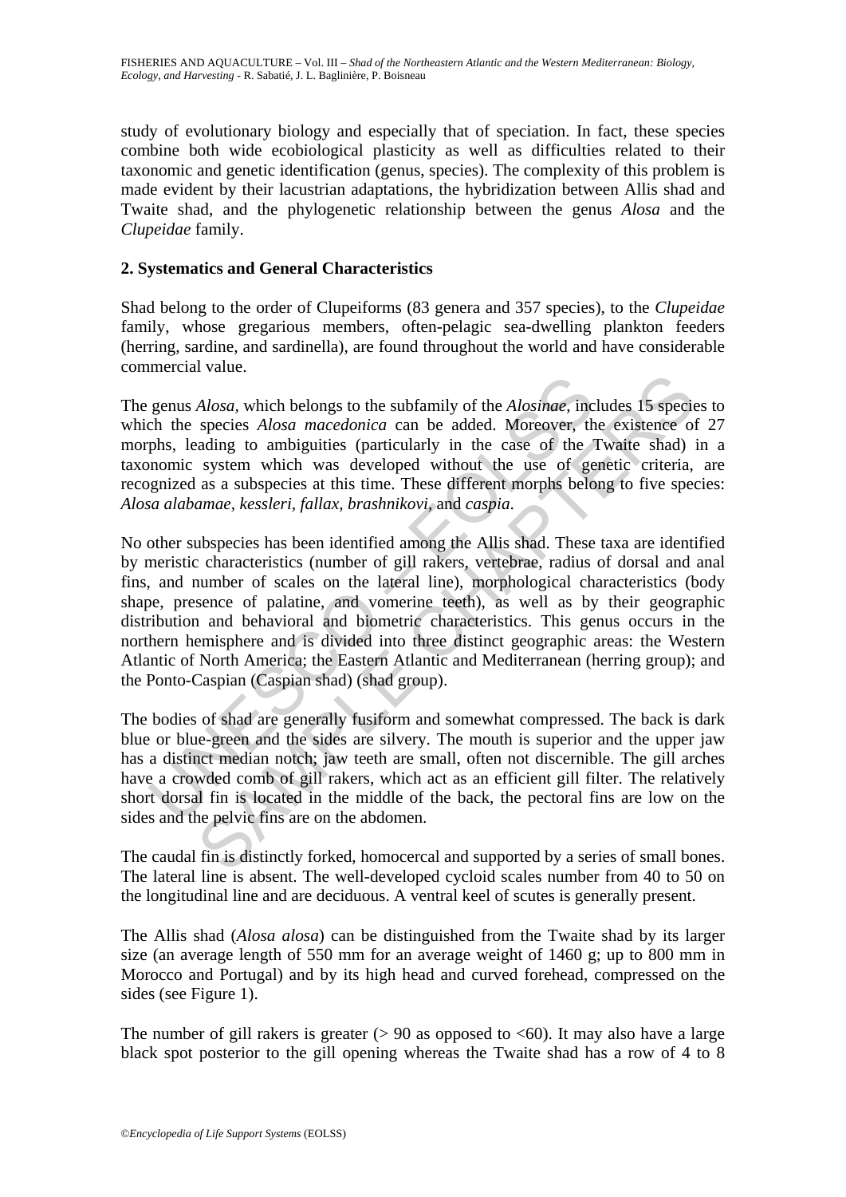study of evolutionary biology and especially that of speciation. In fact, these species combine both wide ecobiological plasticity as well as difficulties related to their taxonomic and genetic identification (genus, species). The complexity of this problem is made evident by their lacustrian adaptations, the hybridization between Allis shad and Twaite shad, and the phylogenetic relationship between the genus *Alosa* and the *Clupeidae* family.

## 2. Systematics and General Characteristics

Shad belong to the order of Clupeiforms (83 genera and 357 species), to the *Clupeidae* family, whose gregarious members, often-pelagic sea-dwelling plankton feeders (herring, sardine, and sardinella), are found throughout the world and have considerable commercial value.

The genus *Alosa*, which belongs to the subfamily of the *Alosinae*, includes 15 species to which the species *Alosa macedonica* can be added. Moreover, the existence of 27 morphs, leading to ambiguities (particularly in the case of the Twaite shad) in a taxonomic system which was developed without the use of genetic criteria, are recognized as a subspecies at this time. These different morphs belong to five species: *Alosa alabamae, kessleri, fallax, brashnikovi*, and *caspia*.

No other subspecies has been identified among the Allis shad. These taxa are identified by meristic characteristics (number of gill rakers, vertebrae, radius of dorsal and anal fins, and number of scales on the lateral line), morphological characteristics (body shape, presence of palatine, and vomerine teeth), as well as by their geographic distribution and behavioral and biometric characteristics. This genus occurs in the northern hemisphere and is divided into three distinct geographic areas: the Western Atlantic of North America; the Eastern Atlantic and Mediterranean (herring group); and the Ponto-Caspian (Caspian shad) (shad group).

The bodies of shad are generally fusiform and somewhat compressed. The back is dark blue or blue-green and the sides are silvery. The mouth is superior and the upper jaw has a distinct median notch; jaw teeth are small, often not discernible. The gill arches have a crowded comb of gill rakers, which act as an efficient gill filter. The relatively short dorsal fin is located in the middle of the back, the pectoral fins are low on the sides and the pelvic fins are on the abdomen.

The caudal fin is distinctly forked, homocercal and supported by a series of small bones. The lateral line is absent. The well-developed cycloid scales number from 40 to 50 on the longitudinal line and are deciduous. A ventral keel of scutes is generally present.

The Allis shad (*Alosa alosa*) can be distinguished from the Twaite shad by its larger size (an average length of 550 mm for an average weight of 1460 g; up to 800 mm in Morocco and Portugal) and by its high head and curved forehead, compressed on the sides (see Figure 1).

The number of gill rakers is greater (> 90 as opposed to <60). It may also have a large black spot posterior to the gill opening whereas the Twaite shad has a row of 4 to 8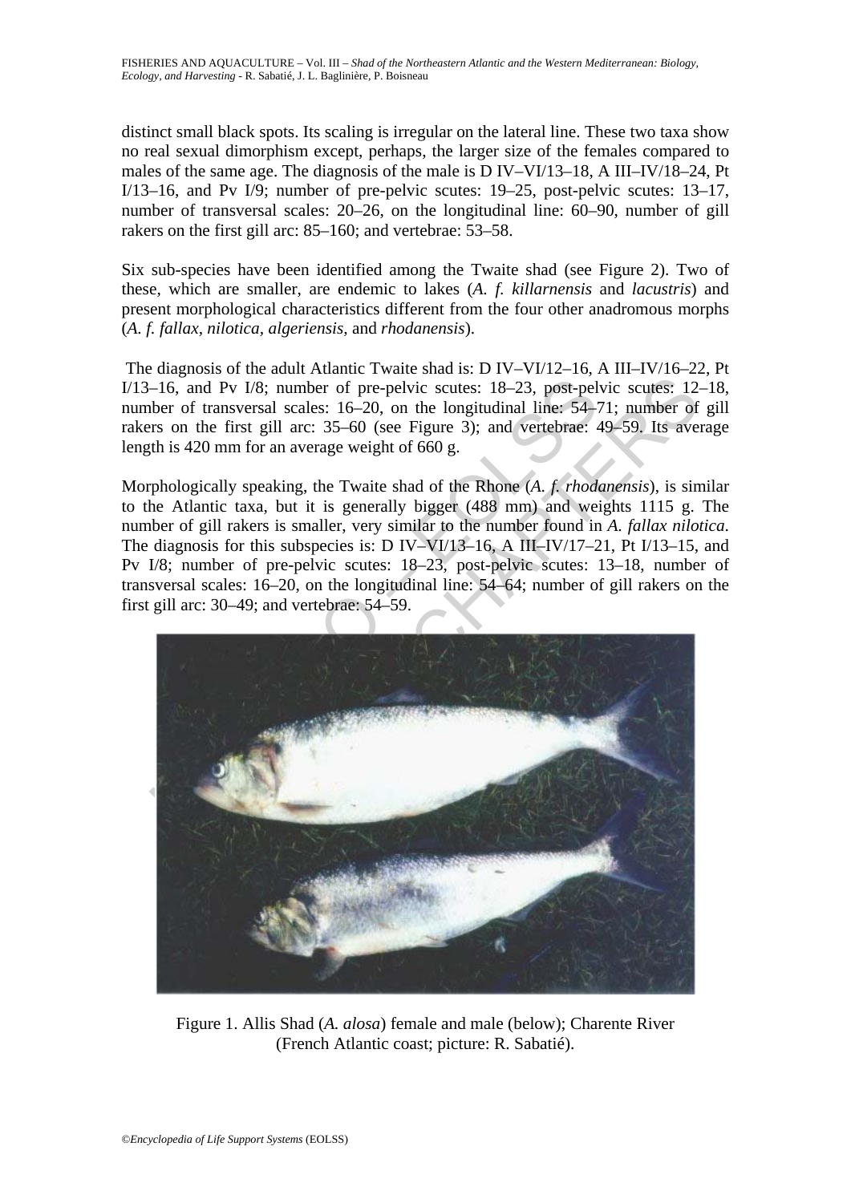distinct small black spots. Its scaling is irregular on the lateral line. These two taxa show no real sexual dimorphism except, perhaps, the larger size of the females compared to males of the same age. The diagnosis of the male is D IV–VI/13–18, A III–IV/18–24, Pt I/13–16, and Pv I/9; number of pre-pelvic scutes: 19–25, post-pelvic scutes: 13–17, number of transversal scales: 20–26, on the longitudinal line: 60–90, number of gill rakers on the first gill arc: 85–160; and vertebrae: 53–58.

Six sub-species have been identified among the Twaite shad (see Figure 2). Two of these, which are smaller, are endemic to lakes (*A. f. killarnensis* and *lacustris*) and present morphological characteristics different from the four other anadromous morphs (*A. f. fallax*, *nilotica*, *algeriensis*, and *rhodanensis*).

The diagnosis of the adult Atlantic Twaite shad is: D IV–VI/12–16, A III–IV/16–22, Pt I/13–16, and Pv I/8; number of pre-pelvic scutes: 18–23, post-pelvic scutes: 12–18, number of transversal scales: 16–20, on the longitudinal line: 54–71; number of gill rakers on the first gill arc: 35–60 (see Figure 3); and vertebrae: 49–59. Its average length is 420 mm for an average weight of 660 g.

Morphologically speaking, the Twaite shad of the Rhone (*A. f. rhodanensis*), is similar to the Atlantic taxa, but it is generally bigger (488 mm) and weights 1115 g. The number of gill rakers is smaller, very similar to the number found in *A. fallax nilotica*. The diagnosis for this subspecies is: D IV–VI/13–16, A III–IV/17–21, Pt I/13–15, and Pv I/8; number of pre-pelvic scutes: 18–23, post-pelvic scutes: 13–18, number of transversal scales: 16–20, on the longitudinal line: 54–64; number of gill rakers on the first gill arc: 30–49; and vertebrae: 54–59.

Figure 1. Allis Shad (*A. alosa*) female and male (below); Charente River (French Atlantic coast; picture: R. Sabatié).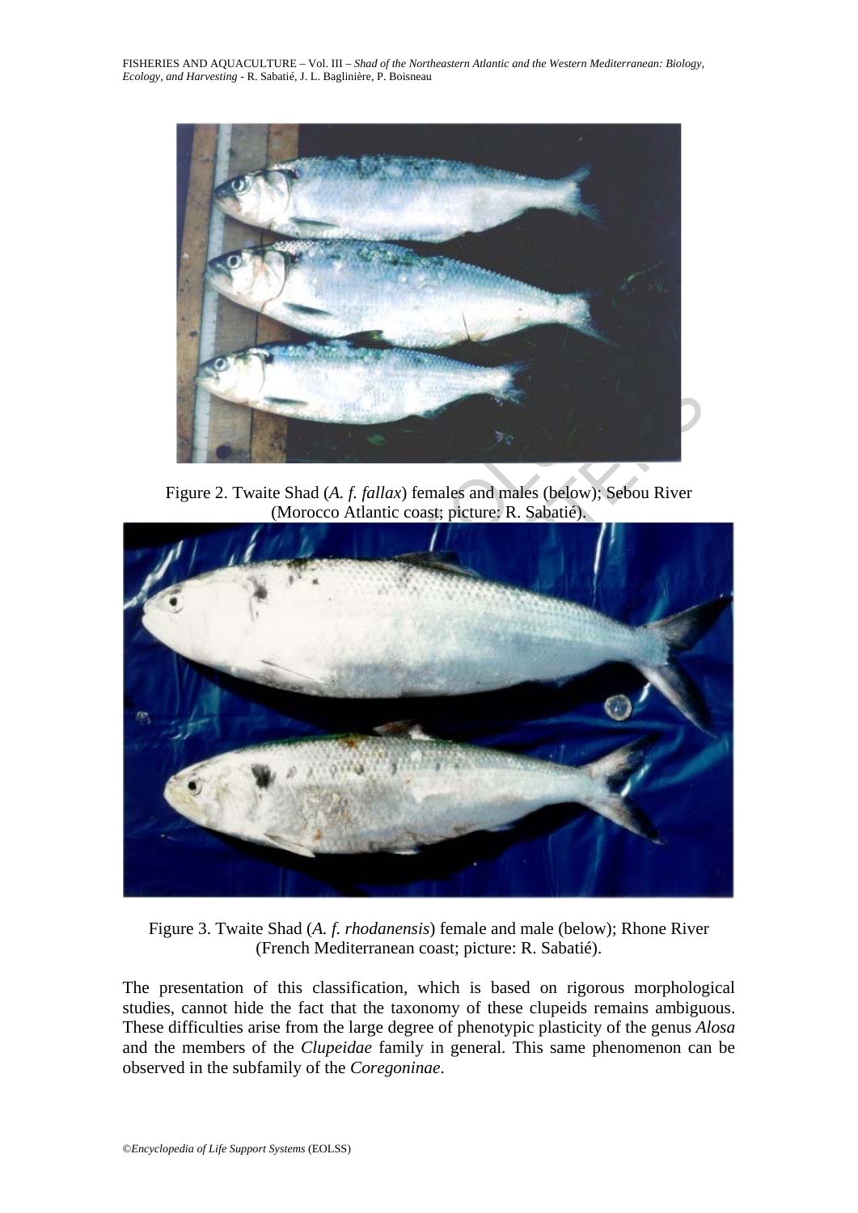Figure 2. Twaite Shad (*A. f. fallax*) females and males (below); Sebou River (Morocco Atlantic coast; picture: R. Sabatié).

Figure 3. Twaite Shad (*A. f. rhodanensis*) female and male (below); Rhone River (French Mediterranean coast; picture: R. Sabatié).

The presentation of this classification, which is based on rigorous morphological studies, cannot hide the fact that the taxonomy of these clupeids remains ambiguous. These difficulties arise from the large degree of phenotypic plasticity of the genus *Alosa* and the members of the *Clupeidae* family in general. This same phenomenon can be observed in the subfamily of the *Coregoninae*.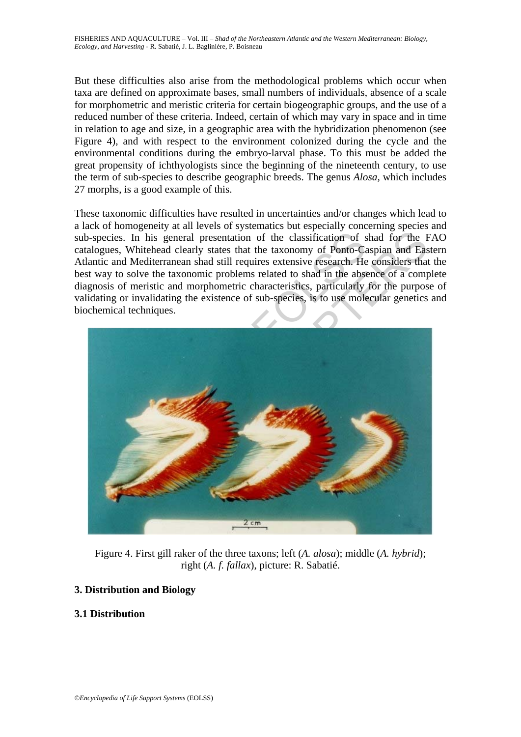But these difficulties also arise from the methodological problems which occur when taxa are defined on approximate bases, small numbers of individuals, absence of a scale for morphometric and meristic criteria for certain biogeographic groups, and the use of a reduced number of these criteria. Indeed, certain of which may vary in space and in time in relation to age and size, in a geographic area with the hybridization phenomenon (see Figure 4), and with respect to the environment colonized during the cycle and the environmental conditions during the embryo-larval phase. To this must be added the great propensity of ichthyologists since the beginning of the nineteenth century, to use the term of sub-species to describe geographic breeds. The genus *Alosa,* which includes 27 morphs, is a good example of this.

These taxonomic difficulties have resulted in uncertainties and/or changes which lead to a lack of homogeneity at all levels of systematics but especially concerning species and sub-species. In his general presentation of the classification of shad for the FAO catalogues, Whitehead clearly states that the taxonomy of Ponto-Caspian and Eastern Atlantic and Mediterranean shad still requires extensive research. He considers that the best way to solve the taxonomic problems related to shad in the absence of a complete diagnosis of meristic and morphometric characteristics, particularly for the purpose of validating or invalidating the existence of sub-species, is to use molecular genetics and biochemical techniques.

Figure 4. First gill raker of the three taxons; left (*A. alosa*); middle (*A. hybrid*); right (*A. f. fallax*), picture: R. Sabatié.

## 3. Distribution and Biology

### 3.1 Distribution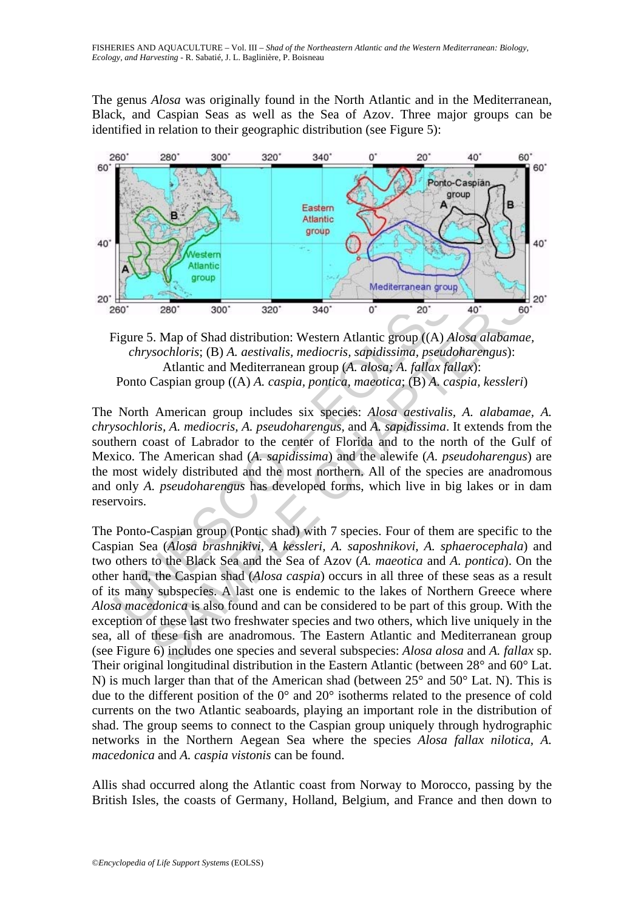The genus *Alosa* was originally found in the North Atlantic and in the Mediterranean, Black, and Caspian Seas as well as the Sea of Azov. Three major groups can be identified in relation to their geographic distribution (see Figure 5):

Figure 5. Map of Shad distribution: Western Atlantic group ((A) *Alosa alabamae, chrysochloris*; (B) *A. aestivalis, mediocris, sapidissima, pseudoharengus*): Atlantic and Mediterranean group (*A. alosa; A. fallax fallax*): Ponto Caspian group ((A) *A. caspia, pontica, maeotica*; (B) *A. caspia, kessleri*)

The North American group includes six species: *Alosa aestivalis, A. alabamae, A. chrysochloris, A. mediocris, A. pseudoharengus,* and *A. sapidissima*. It extends from the southern coast of Labrador to the center of Florida and to the north of the Gulf of Mexico. The American shad (*A. sapidissima*) and the alewife (*A. pseudoharengus*) are the most widely distributed and the most northern. All of the species are anadromous and only *A. pseudoharengus* has developed forms, which live in big lakes or in dam reservoirs.

The Ponto-Caspian group (Pontic shad) with 7 species. Four of them are specific to the Caspian Sea (*Alosa brashnikivi, A kessleri, A. saposhnikovi, A. sphaerocephala*) and two others to the Black Sea and the Sea of Azov (*A. maeotica* and *A. pontica*). On the other hand, the Caspian shad (*Alosa caspia*) occurs in all three of these seas as a result of its many subspecies. A last one is endemic to the lakes of Northern Greece where *Alosa macedonica* is also found and can be considered to be part of this group. With the exception of these last two freshwater species and two others, which live uniquely in the sea, all of these fish are anadromous. The Eastern Atlantic and Mediterranean group (see Figure 6) includes one species and several subspecies: *Alosa alosa* and *A. fallax* sp. Their original longitudinal distribution in the Eastern Atlantic (between 28° and 60° Lat. N) is much larger than that of the American shad (between 25° and 50° Lat. N). This is due to the different position of the 0° and 20° isotherms related to the presence of cold currents on the two Atlantic seaboards, playing an important role in the distribution of shad. The group seems to connect to the Caspian group uniquely through hydrographic networks in the Northern Aegean Sea where the species *Alosa fallax nilotica, A. macedonica* and *A. caspia vistonis* can be found.

Allis shad occurred along the Atlantic coast from Norway to Morocco, passing by the British Isles, the coasts of Germany, Holland, Belgium, and France and then down to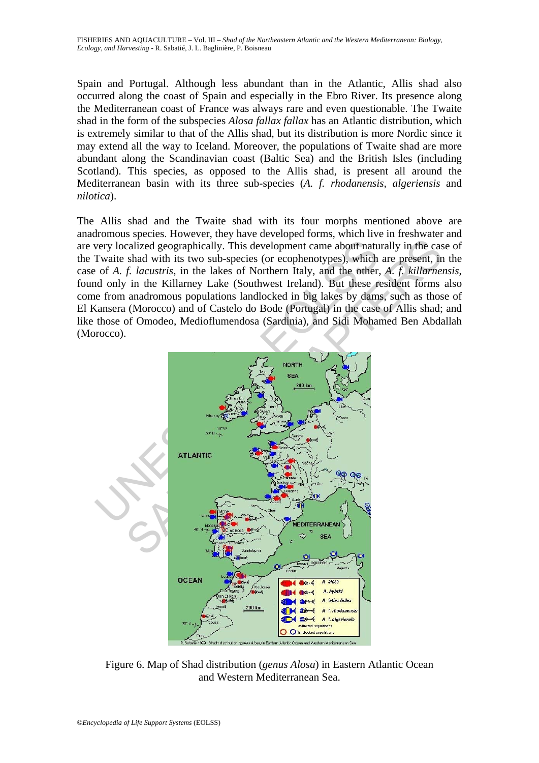Spain and Portugal. Although less abundant than in the Atlantic, Allis shad also occurred along the coast of Spain and especially in the Ebro River. Its presence along the Mediterranean coast of France was always rare and even questionable. The Twaite shad in the form of the subspecies *Alosa fallax fallax* has an Atlantic distribution, which is extremely similar to that of the Allis shad, but its distribution is more Nordic since it may extend all the way to Iceland. Moreover, the populations of Twaite shad are more abundant along the Scandinavian coast (Baltic Sea) and the British Isles (including Scotland). This species, as opposed to the Allis shad, is present all around the Mediterranean basin with its three sub-species (*A. f. rhodanensis*, *algeriensis* and *nilotica*).

The Allis shad and the Twaite shad with its four morphs mentioned above are anadromous species. However, they have developed forms, which live in freshwater and are very localized geographically. This development came about naturally in the case of the Twaite shad with its two sub-species (or ecophenotypes), which are present, in the case of *A. f. lacustris*, in the lakes of Northern Italy, and the other, *A. f. killarnensis*, found only in the Killarney Lake (Southwest Ireland). But these resident forms also come from anadromous populations landlocked in big lakes by dams, such as those of El Kansera (Morocco) and of Castelo do Bode (Portugal) in the case of Allis shad; and like those of Omodeo, Medioflumendosa (Sardinia), and Sidi Mohamed Ben Abdallah (Morocco).

Figure 6. Map of Shad distribution (*genus Alosa*) in Eastern Atlantic Ocean and Western Mediterranean Sea.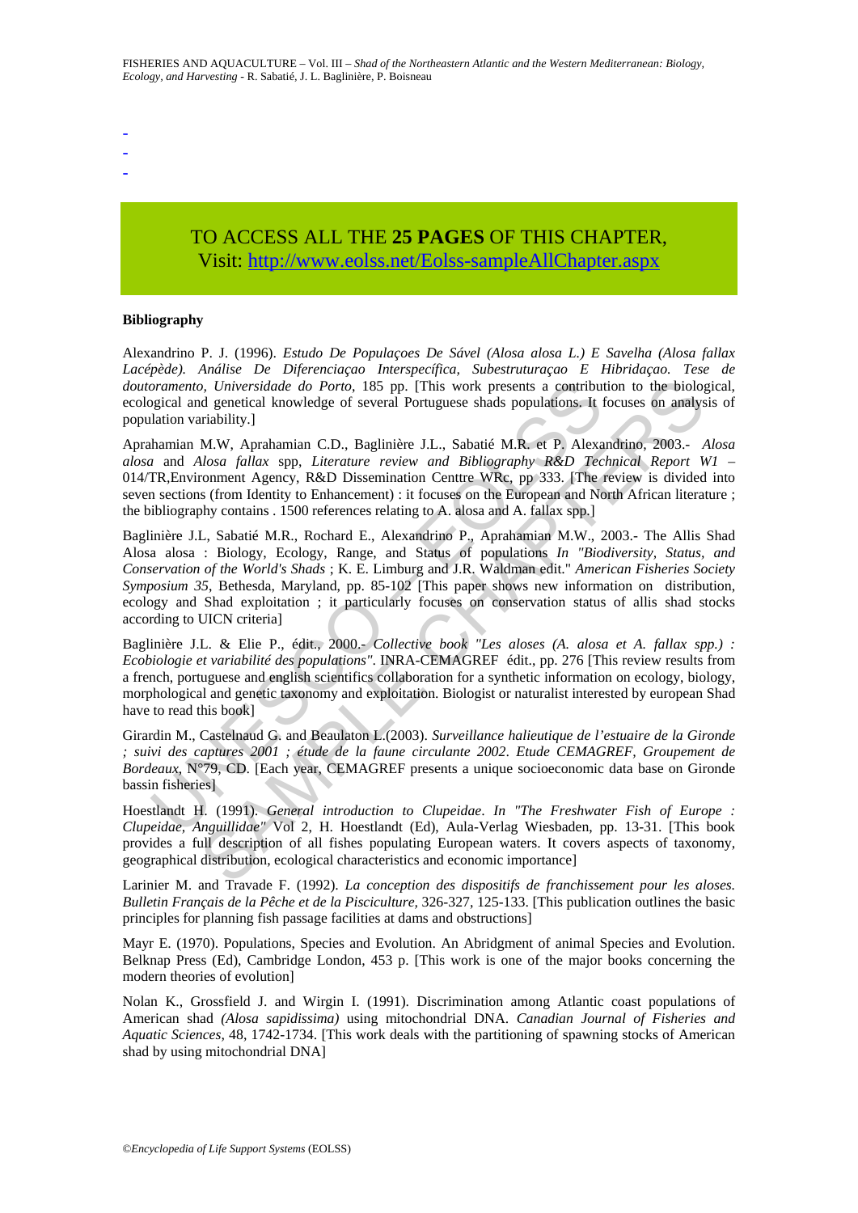-
-
-

TO ACCESS ALL THE **25 PAGES** OF THIS CHAPTER,
Visit: http://www.eolss.net/Eolss-sampleAllChapter.aspx

**Bibliography**

Alexandrino P. J. (1996). *Estudo De Populaçoes De Sável (Alosa alosa L.) E Savelha (Alosa fallax Lacépède). Análise De Diferenciaçao Interspecífica, Subestruturaçao E Hibridaçao. Tese de doutoramento, Universidade do Porto*, 185 pp. [This work presents a contribution to the biological, ecological and genetical knowledge of several Portuguese shads populations. It focuses on analysis of population variability.]

Aprahamian M.W, Aprahamian C.D., Baglinière J.L., Sabatié M.R. et P. Alexandrino, 2003.- *Alosa alosa* and *Alosa fallax* spp, *Literature review and Bibliography R&D Technical Report W1 –* 014/TR,Environment Agency, R&D Dissemination Centtre WRc, pp 333. [The review is divided into seven sections (from Identity to Enhancement) : it focuses on the European and North African literature ; the bibliography contains . 1500 references relating to A. alosa and A. fallax spp.]

Baglinière J.L, Sabatié M.R., Rochard E., Alexandrino P., Aprahamian M.W., 2003.- The Allis Shad Alosa alosa : Biology, Ecology, Range, and Status of populations *In "Biodiversity, Status, and Conservation of the World's Shads* ; K. E. Limburg and J.R. Waldman edit." *American Fisheries Society Symposium 35*, Bethesda, Maryland, pp. 85-102 [This paper shows new information on distribution, ecology and Shad exploitation ; it particularly focuses on conservation status of allis shad stocks according to UICN criteria]

Baglinière J.L. & Elie P., édit., 2000.- *Collective book "Les aloses (A. alosa et A. fallax spp.) : Ecobiologie et variabilité des populations"*. INRA-CEMAGREF édit., pp. 276 [This review results from a french, portuguese and english scientifics collaboration for a synthetic information on ecology, biology, morphological and genetic taxonomy and exploitation. Biologist or naturalist interested by european Shad have to read this book]

Girardin M., Castelnaud G. and Beaulaton L.(2003). *Surveillance halieutique de l'estuaire de la Gironde ; suivi des captures 2001 ; étude de la faune circulante 2002*. *Etude CEMAGREF, Groupement de Bordeaux*, N°79, CD. [Each year, CEMAGREF presents a unique socioeconomic data base on Gironde bassin fisheries]

Hoestlandt H. (1991). *General introduction to Clupeidae*. *In "The Freshwater Fish of Europe : Clupeidae, Anguillidae"* Vol 2, H. Hoestlandt (Ed), Aula-Verlag Wiesbaden, pp. 13-31. [This book provides a full description of all fishes populating European waters. It covers aspects of taxonomy, geographical distribution, ecological characteristics and economic importance]

Larinier M. and Travade F. (1992). *La conception des dispositifs de franchissement pour les aloses. Bulletin Français de la Pêche et de la Pisciculture*, 326-327, 125-133. [This publication outlines the basic principles for planning fish passage facilities at dams and obstructions]

Mayr E. (1970). Populations, Species and Evolution. An Abridgment of animal Species and Evolution. Belknap Press (Ed), Cambridge London, 453 p. [This work is one of the major books concerning the modern theories of evolution]

Nolan K., Grossfield J. and Wirgin I. (1991). Discrimination among Atlantic coast populations of American shad *(Alosa sapidissima)* using mitochondrial DNA. *Canadian Journal of Fisheries and Aquatic Sciences*, 48, 1742-1734. [This work deals with the partitioning of spawning stocks of American shad by using mitochondrial DNA]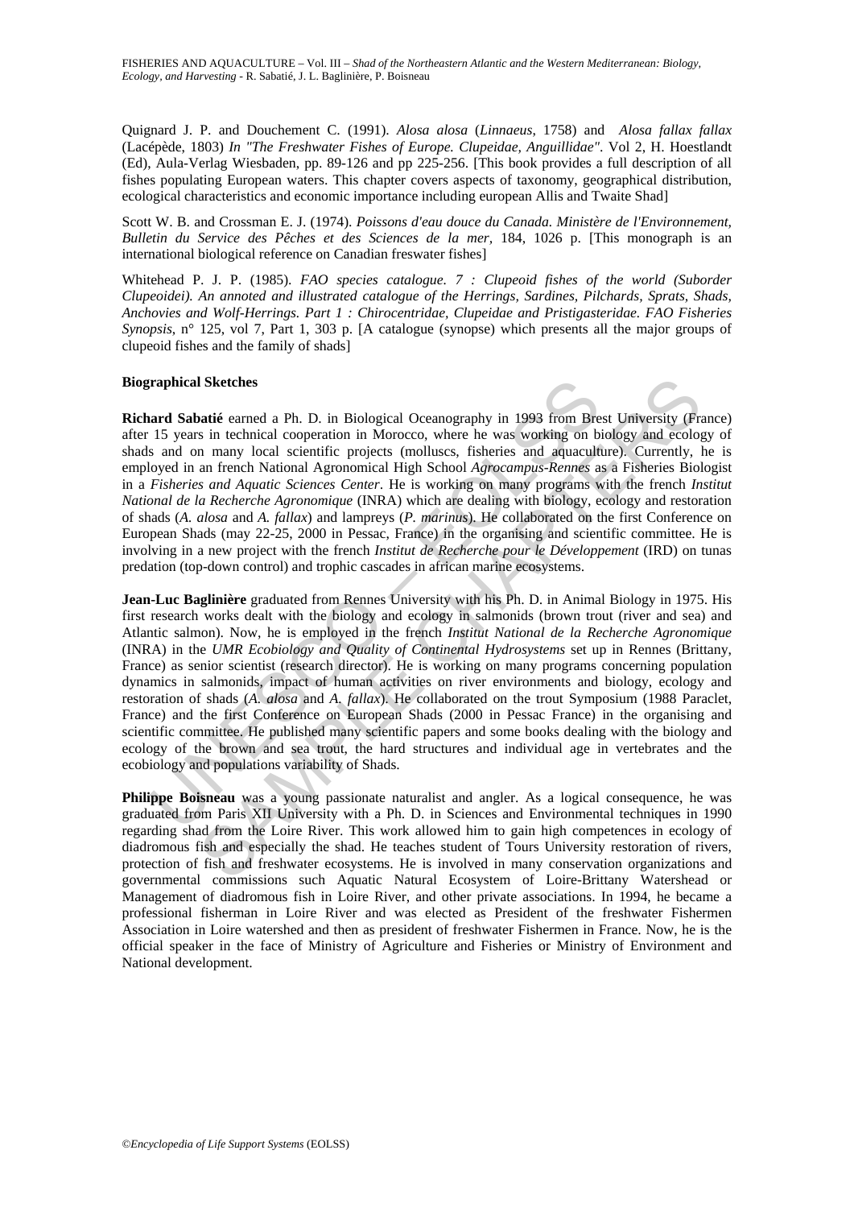Quignard J. P. and Douchement C. (1991). *Alosa alosa* (*Linnaeus*, 1758) and *Alosa fallax fallax* (Lacépède, 1803) *In "The Freshwater Fishes of Europe. Clupeidae, Anguillidae"*. Vol 2, H. Hoestlandt (Ed), Aula-Verlag Wiesbaden, pp. 89-126 and pp 225-256. [This book provides a full description of all fishes populating European waters. This chapter covers aspects of taxonomy, geographical distribution, ecological characteristics and economic importance including european Allis and Twaite Shad]

Scott W. B. and Crossman E. J. (1974). *Poissons d'eau douce du Canada. Ministère de l'Environnement, Bulletin du Service des Pêches et des Sciences de la mer*, 184, 1026 p. [This monograph is an international biological reference on Canadian freswater fishes]

Whitehead P. J. P. (1985). *FAO species catalogue. 7 : Clupeoid fishes of the world (Suborder Clupeoidei). An annoted and illustrated catalogue of the Herrings, Sardines, Pilchards, Sprats, Shads, Anchovies and Wolf-Herrings. Part 1 : Chirocentridae, Clupeidae and Pristigasteridae. FAO Fisheries Synopsis*, n° 125, vol 7, Part 1, 303 p. [A catalogue (synopse) which presents all the major groups of clupeoid fishes and the family of shads]

**Biographical Sketches**

**Richard Sabatié** earned a Ph. D. in Biological Oceanography in 1993 from Brest University (France) after 15 years in technical cooperation in Morocco, where he was working on biology and ecology of shads and on many local scientific projects (molluscs, fisheries and aquaculture). Currently, he is employed in an french National Agronomical High School *Agrocampus-Rennes* as a Fisheries Biologist in a *Fisheries and Aquatic Sciences Center*. He is working on many programs with the french *Institut National de la Recherche Agronomique* (INRA) which are dealing with biology, ecology and restoration of shads (*A. alosa* and *A. fallax*) and lampreys (*P. marinus*). He collaborated on the first Conference on European Shads (may 22-25, 2000 in Pessac, France) in the organising and scientific committee. He is involving in a new project with the french *Institut de Recherche pour le Développement* (IRD) on tunas predation (top-down control) and trophic cascades in african marine ecosystems.

**Jean-Luc Baglinière** graduated from Rennes University with his Ph. D. in Animal Biology in 1975. His first research works dealt with the biology and ecology in salmonids (brown trout (river and sea) and Atlantic salmon). Now, he is employed in the french *Institut National de la Recherche Agronomique* (INRA) in the *UMR Ecobiology and Quality of Continental Hydrosystems* set up in Rennes (Brittany, France) as senior scientist (research director). He is working on many programs concerning population dynamics in salmonids, impact of human activities on river environments and biology, ecology and restoration of shads (*A. alosa* and *A. fallax*). He collaborated on the trout Symposium (1988 Paraclet, France) and the first Conference on European Shads (2000 in Pessac France) in the organising and scientific committee. He published many scientific papers and some books dealing with the biology and ecology of the brown and sea trout, the hard structures and individual age in vertebrates and the ecobiology and populations variability of Shads.

**Philippe Boisneau** was a young passionate naturalist and angler. As a logical consequence, he was graduated from Paris XII University with a Ph. D. in Sciences and Environmental techniques in 1990 regarding shad from the Loire River. This work allowed him to gain high competences in ecology of diadromous fish and especially the shad. He teaches student of Tours University restoration of rivers, protection of fish and freshwater ecosystems. He is involved in many conservation organizations and governmental commissions such Aquatic Natural Ecosystem of Loire-Brittany Watershead or Management of diadromous fish in Loire River, and other private associations. In 1994, he became a professional fisherman in Loire River and was elected as President of the freshwater Fishermen Association in Loire watershed and then as president of freshwater Fishermen in France. Now, he is the official speaker in the face of Ministry of Agriculture and Fisheries or Ministry of Environment and National development.